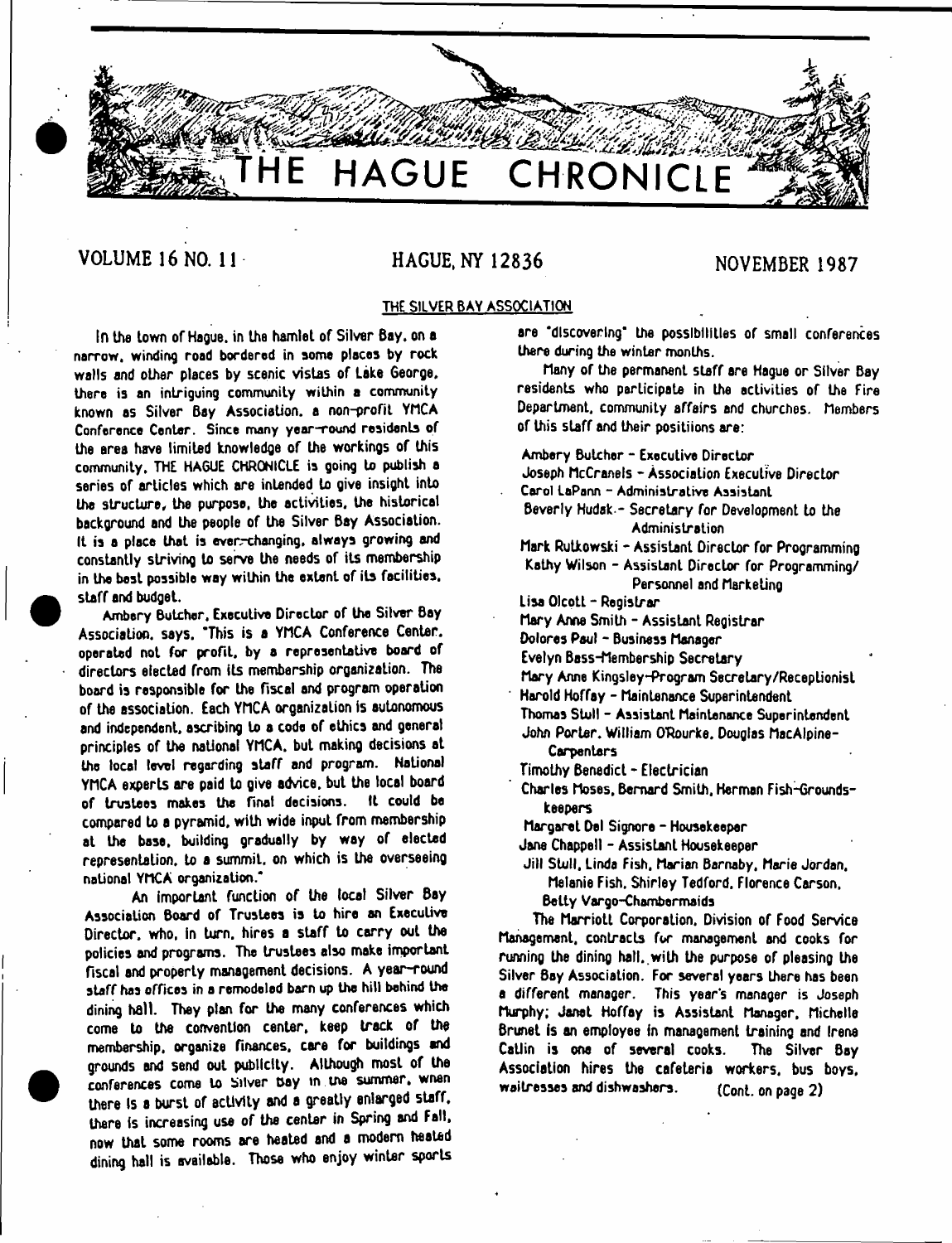# THE HAGUE CHRONICLE

VOLUME 16 NO. 11 HAGUE, NY 12836 NOVEMBER 1987

## THE SILVER BAY ASSOCIATION

In the town of Hague, in the hamlet of Silver Bay, on a narrow, winding road bordered in some places by rock walls and other places by scenic vistas of Lake George, there is an intriguing community within a community known as Silver Bay Association, a non-profit YMCA Conference Center. Since many year-round residents of the area have limited knowledge of the workings of this community, THE HAGUE CHRONICLE is going to publish a series of articles which are intended to give insight into the structure, the purpose, the activities, the historical background and the people of the Silver Bay Association. It is a place that is ever-changing, always growing and constantly striving to serve the needs of its membership in the best possible way within the extent of its facilities, staff and budget.

Ambery Butcher, Executive Director of the Silver Bay Association, says, "This is a YMCA Conference Center, operated not for profit, by a representative board of directors elected from its membership organization. The board is responsible for the fiscal and program operation of the association. Each YMCA organization is autonomous and independent, ascribing to a code of ethics and general principles of the national YMCA, but making decisions at the local level regarding staff and program. National YMCA experts are paid to give advice, but the local board of trustees makes the final decisions. It could be compared to a pyramid, with wide input from membership at the base, building gradually by way of elected representation, to a summit, on which is the overseeing national YMCA organization."

An important function of the local Silver Bay Association Board of Trustees is to hire an Executive Director, who, in turn, hires a staff to carry out the policies and programs. The trustees also make important fiscal and property management decisions. A year-round staff has offices in a remodeled barn up the hill behind the dining hall. They plan for the many conferences which come to the convention center, keep track of the membership, organize finances, care for buildings and grounds and send out publicity. Although most of the conferences come to Silver Bay in the summer, when there is a burst of activity and a greatly enlarged staff, there is increasing use of the center in Spring and Fall, now that some rooms are heated and a modern heated dining hall is available. Those who enjoy winter sports are "discovering" the possibilities of small conferences there during the winter months.

Many of the permanent staff are Hague or Silver Bay residents who participate in the activities of the Fire Department, community affairs and churches. Members of this staff and their positiions are:

Ambery Butcher - Executive Director
Joseph McCranels - Association Executive Director
Carol LaPann - Administrative Assistant
Beverly Hudak - Secretary for Development to the Administration
Mark Rutkowski - Assistant Director for Programming
Kathy Wilson - Assistant Director for Programming/ Personnel and Marketing
Lisa Olcott - Registrar
Mary Anne Smith - Assistant Registrar
Dolores Paul - Business Manager
Evelyn Bass-Membership Secretary
Mary Anne Kingsley-Program Secretary/Receptionist
Harold Hoffay - Maintenance Superintendent
Thomas Stull - Assistant Maintenance Superintendent
John Porter, William O'Rourke, Douglas MacAlpine-Carpenters
Timothy Benedict - Electrician
Charles Moses, Bernard Smith, Herman Fish-Groundskeepers
Margaret Del Signore - Housekeeper
Jane Chappell - Assistant Housekeeper
Jill Stull, Linda Fish, Marian Barnaby, Marie Jordan, Melanie Fish, Shirley Tedford, Florence Carson, Betty Vargo-Chambermaids

The Marriott Corporation, Division of Food Service Management, contracts for management and cooks for running the dining hall, with the purpose of pleasing the Silver Bay Association. For several years there has been a different manager. This year's manager is Joseph Murphy; Janet Hoffay is Assistant Manager, Michelle Brunet is an employee in management training and Irene Catlin is one of several cooks. The Silver Bay Association hires the cafeteria workers, bus boys, waitresses and dishwashers. (Cont. on page 2)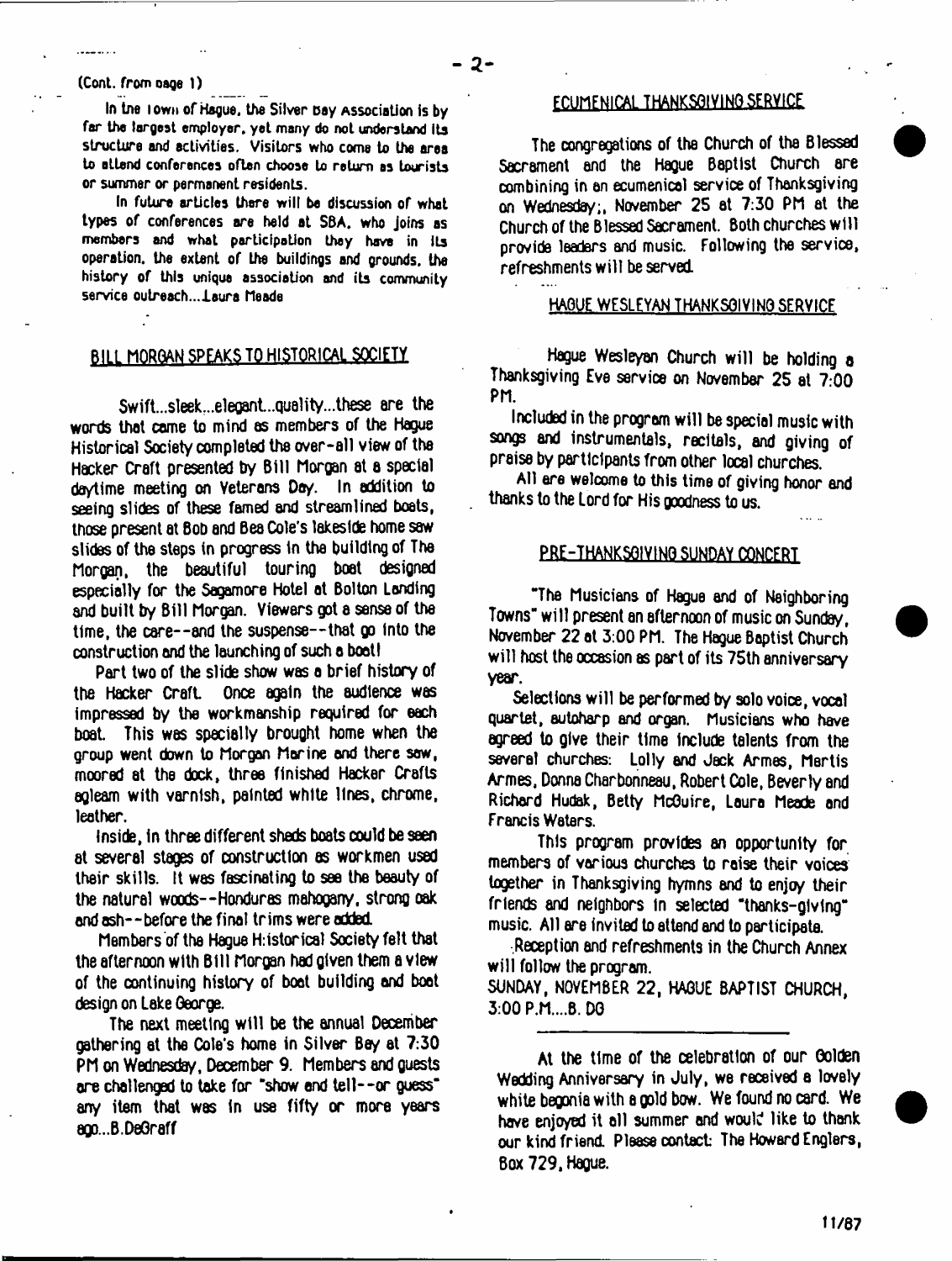(Cont. from page 1)

In the Town of Hague, the Silver Bay Association is by far the largest employer, yet many do not understand its structure and activities. Visitors who come to the area to attend conferences often choose to return as tourists or summer or permanent residents.

In future articles there will be discussion of what types of conferences are held at SBA, who joins as members and what participation they have in its operation, the extent of the buildings and grounds, the history of this unique association and its community service outreach...Laura Meade

## BILL MORGAN SPEAKS TO HISTORICAL SOCIETY

Swift...sleek...elegant...quality...these are the words that came to mind as members of the Hague Historical Society completed the over-all view of the Hacker Craft presented by Bill Morgan at a special daytime meeting on Veterans Day. In addition to seeing slides of these famed and streamlined boats, those present at Bob and Bea Cole's lakeside home saw slides of the steps in progress in the building of The Morgan, the beautiful touring boat designed especially for the Sagamore Hotel at Bolton Landing and built by Bill Morgan. Viewers got a sense of the time, the care--and the suspense--that go into the construction and the launching of such a boat!

Part two of the slide show was a brief history of the Hacker Craft. Once again the audience was impressed by the workmanship required for each boat. This was specially brought home when the group went down to Morgan Marine and there saw, moored at the dock, three finished Hacker Crafts agleam with varnish, painted white lines, chrome, leather.

Inside, in three different sheds boats could be seen at several stages of construction as workmen used their skills. It was fascinating to see the beauty of the natural woods--Honduras mahogany, strong oak and ash--before the final trims were added.

Members of the Hague Historical Society felt that the afternoon with Bill Morgan had given them a view of the continuing history of boat building and boat design on Lake George.

The next meeting will be the annual December gathering at the Cole's home in Silver Bay at 7:30 PM on Wednesday, December 9. Members and guests are challenged to take for "show and tell--or guess" any item that was in use fifty or more years ago...B.DeGraff

## ECUMENICAL THANKSGIVING SERVICE

The congregations of the Church of the Blessed Sacrament and the Hague Baptist Church are combining in an ecumenical service of Thanksgiving on Wednesday, November 25 at 7:30 PM at the Church of the Blessed Sacrament. Both churches will provide leaders and music. Following the service, refreshments will be served.

## HAGUE WESLEYAN THANKSGIVING SERVICE

Hague Wesleyan Church will be holding a Thanksgiving Eve service on November 25 at 7:00 PM.

Included in the program will be special music with songs and instrumentals, recitals, and giving of praise by participants from other local churches.

All are welcome to this time of giving honor and thanks to the Lord for His goodness to us.

## PRE-THANKSGIVING SUNDAY CONCERT

"The Musicians of Hague and of Neighboring Towns" will present an afternoon of music on Sunday, November 22 at 3:00 PM. The Hague Baptist Church will host the occasion as part of its 75th anniversary year.

Selections will be performed by solo voice, vocal quartet, autoharp and organ. Musicians who have agreed to give their time include talents from the several churches: Lolly and Jack Armes, Martis Armes, Donna Charbonneau, Robert Cole, Beverly and Richard Hudak, Betty McGuire, Laura Meade and Francis Waters.

This program provides an opportunity for members of various churches to raise their voices together in Thanksgiving hymns and to enjoy their friends and neighbors in selected "thanks-giving" music. All are invited to attend and to participate.

Reception and refreshments in the Church Annex will follow the program.

SUNDAY, NOVEMBER 22, HAGUE BAPTIST CHURCH, 3:00 P.M....B. DG

---

At the time of the celebration of our Golden Wedding Anniversary in July, we received a lovely white begonia with a gold bow. We found no card. We have enjoyed it all summer and would like to thank our kind friend. Please contact: The Howard Englers, Box 729, Hague.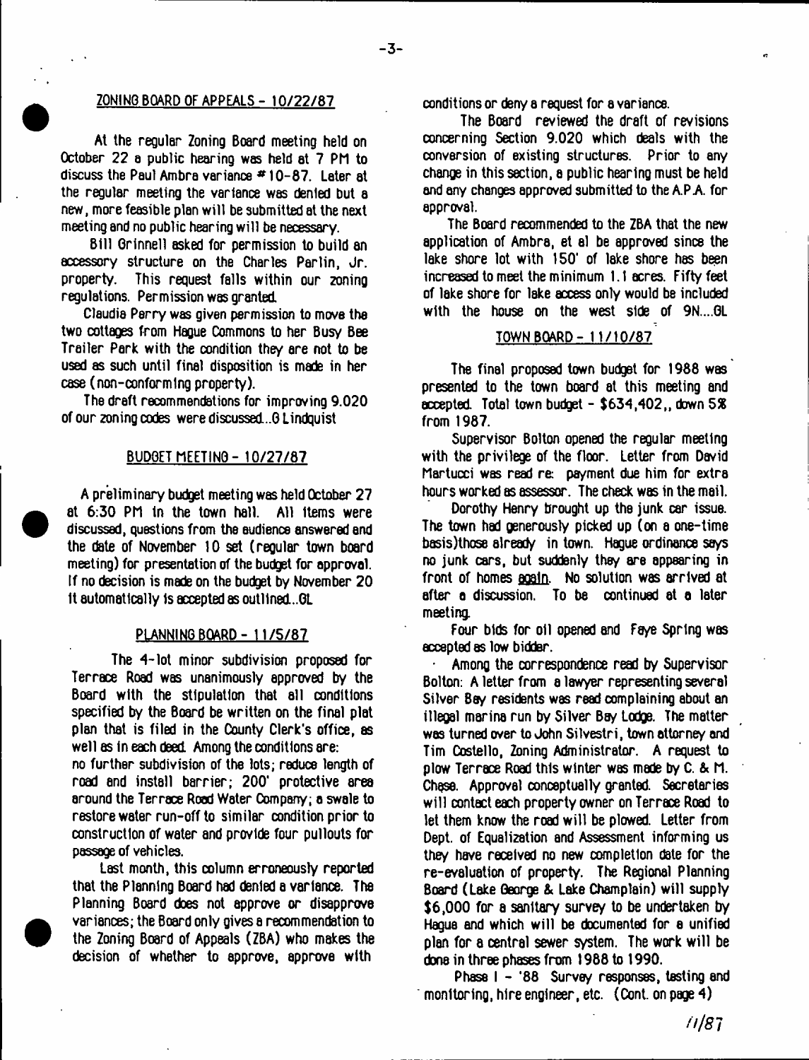## ZONING BOARD OF APPEALS - 10/22/87

At the regular Zoning Board meeting held on October 22 a public hearing was held at 7 PM to discuss the Paul Ambra variance #10-87. Later at the regular meeting the variance was denied but a new, more feasible plan will be submitted at the next meeting and no public hearing will be necessary.

Bill Grinnell asked for permission to build an accessory structure on the Charles Perlin, Jr. property. This request falls within our zoning regulations. Permission was granted.

Claudia Perry was given permission to move the two cottages from Hague Commons to her Busy Bee Trailer Park with the condition they are not to be used as such until final disposition is made in her case (non-conforming property).

The draft recommendations for improving 9.020 of our zoning codes were discussed...G Lindquist

## BUDGET MEETING - 10/27/87

A preliminary budget meeting was held October 27 at 6:30 PM in the town hall. All items were discussed, questions from the audience answered and the date of November 10 set (regular town board meeting) for presentation of the budget for approval. If no decision is made on the budget by November 20 it automatically is accepted as outlined...GL

## PLANNING BOARD - 11/5/87

The 4-lot minor subdivision proposed for Terrace Road was unanimously approved by the Board with the stipulation that all conditions specified by the Board be written on the final plat plan that is filed in the County Clerk's office, as well as in each deed. Among the conditions are: no further subdivision of the lots; reduce length of road and install barrier; 200' protective area around the Terrace Road Water Company; a swale to restore water run-off to similar condition prior to construction of water and provide four pullouts for passage of vehicles.

Last month, this column erroneously reported that the Planning Board had denied a variance. The Planning Board does not approve or disapprove variances; the Board only gives a recommendation to the Zoning Board of Appeals (ZBA) who makes the decision of whether to approve, approve with conditions or deny a request for a variance.

The Board reviewed the draft of revisions concerning Section 9.020 which deals with the conversion of existing structures. Prior to any change in this section, a public hearing must be held and any changes approved submitted to the A.P.A. for approval.

The Board recommended to the ZBA that the new application of Ambra, et al be approved since the lake shore lot with 150' of lake shore has been increased to meet the minimum 1.1 acres. Fifty feet of lake shore for lake access only would be included with the house on the west side of 9N....GL

## TOWN BOARD - 11/10/87

The final proposed town budget for 1988 was presented to the town board at this meeting and accepted. Total town budget - $634,402,, down 5% from 1987.

Supervisor Bolton opened the regular meeting with the privilege of the floor. Letter from David Martucci was read re: payment due him for extra hours worked as assessor. The check was in the mail.

Dorothy Henry brought up the junk car issue. The town had generously picked up (on a one-time basis)those already in town. Hague ordinance says no junk cars, but suddenly they are appearing in front of homes _again_. No solution was arrived at after a discussion. To be continued at a later meeting.

Four bids for oil opened and Faye Spring was accepted as low bidder.

Among the correspondence read by Supervisor Bolton: A letter from a lawyer representing several Silver Bay residents was read complaining about an illegal marina run by Silver Bay Lodge. The matter was turned over to John Silvestri, town attorney and Tim Costello, Zoning Administrator. A request to plow Terrace Road this winter was made by C. & M. Chase. Approval conceptually granted. Secretaries will contact each property owner on Terrace Road to let them know the road will be plowed. Letter from Dept. of Equalization and Assessment informing us they have received no new completion date for the re-evaluation of property. The Regional Planning Board (Lake George & Lake Champlain) will supply $6,000 for a sanitary survey to be undertaken by Hague and which will be documented for a unified plan for a central sewer system. The work will be done in three phases from 1988 to 1990.

Phase I - '88 Survey responses, testing and monitoring, hire engineer, etc. (Cont. on page 4)

11/87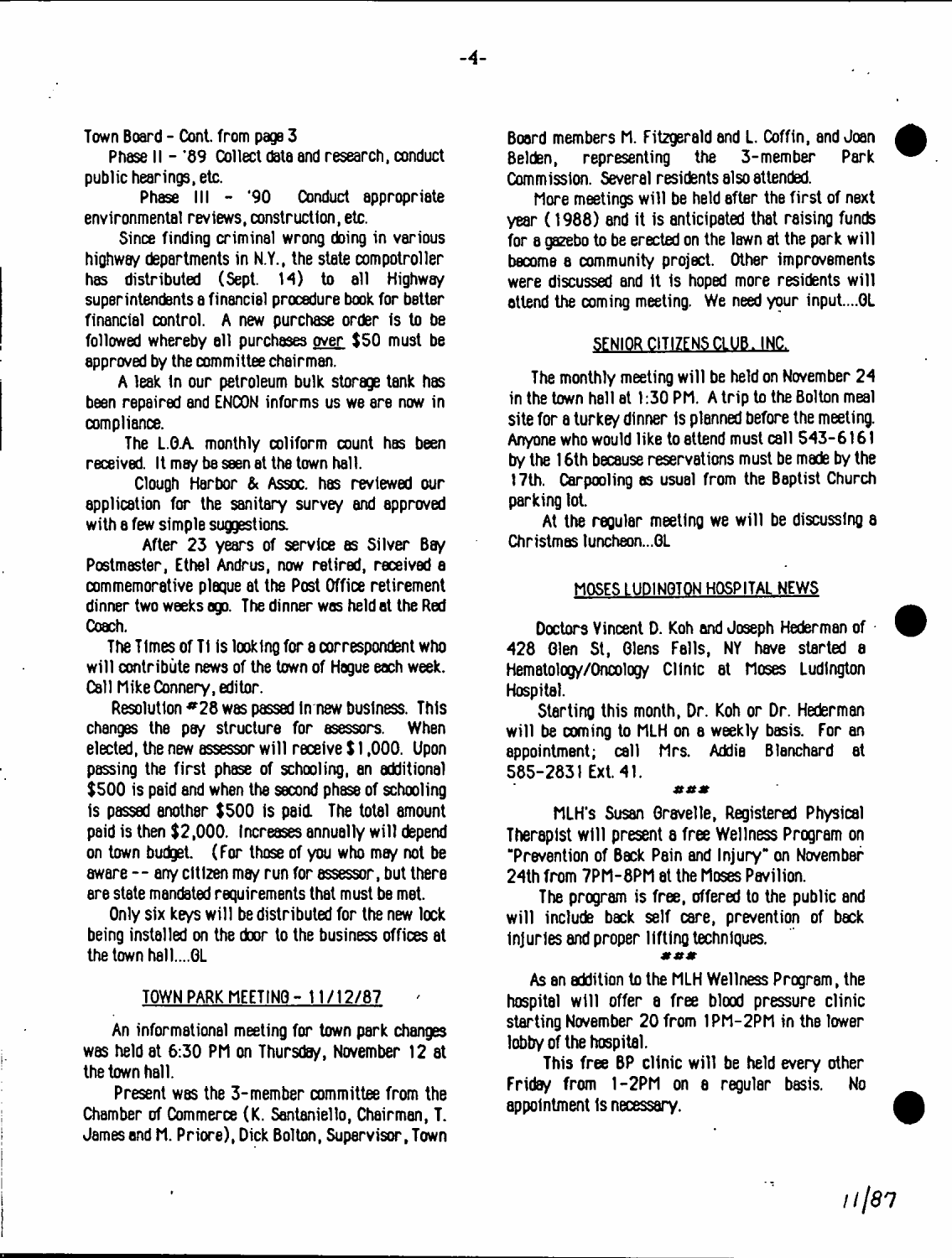Town Board - Cont. from page 3

Phase II - '89 Collect data and research, conduct public hearings, etc.

Phase III - '90 Conduct appropriate environmental reviews, construction, etc.

Since finding criminal wrong doing in various highway departments in N.Y., the state compotroller has distributed (Sept. 14) to all Highway superintendents a financial procedure book for better financial control. A new purchase order is to be followed whereby all purchases over $50 must be approved by the committee chairman.

A leak in our petroleum bulk storage tank has been repaired and ENCON informs us we are now in compliance.

The L.G.A. monthly coliform count has been received. It may be seen at the town hall.

Clough Harbor & Assoc. has reviewed our application for the sanitary survey and approved with a few simple suggestions.

After 23 years of service as Silver Bay Postmaster, Ethel Andrus, now retired, received a commemorative plaque at the Post Office retirement dinner two weeks ago. The dinner was held at the Red Coach.

The Times of Ti is looking for a correspondent who will contribute news of the town of Hague each week. Call Mike Connery, editor.

Resolution #28 was passed in new business. This changes the pay structure for assessors. When elected, the new assessor will receive $1,000. Upon passing the first phase of schooling, an additional $500 is paid and when the second phase of schooling is passed another $500 is paid. The total amount paid is then $2,000. Increases annually will depend on town budget. (For those of you who may not be aware -- any citizen may run for assessor, but there are state mandated requirements that must be met.

Only six keys will be distributed for the new lock being installed on the door to the business offices at the town hall....GL

## TOWN PARK MEETING - 11/12/87

An informational meeting for town park changes was held at 6:30 PM on Thursday, November 12 at the town hall.

Present was the 3-member committee from the Chamber of Commerce (K. Santaniello, Chairman, T. James and M. Priore), Dick Bolton, Supervisor, Town Board members M. Fitzgerald and L. Coffin, and Joan Belden, representing the 3-member Park Commission. Several residents also attended.

More meetings will be held after the first of next year (1988) and it is anticipated that raising funds for a gazebo to be erected on the lawn at the park will become a community project. Other improvements were discussed and it is hoped more residents will attend the coming meeting. We need your input....GL

## SENIOR CITIZENS CLUB, INC.

The monthly meeting will be held on November 24 in the town hall at 1:30 PM. A trip to the Bolton meal site for a turkey dinner is planned before the meeting. Anyone who would like to attend must call 543-6161 by the 16th because reservations must be made by the 17th. Carpooling as usual from the Baptist Church parking lot.

At the regular meeting we will be discussing a Christmas luncheon...GL

## MOSES LUDINGTON HOSPITAL NEWS

Doctors Vincent D. Koh and Joseph Hederman of 428 Glen St, Glens Falls, NY have started a Hematology/Oncology Clinic at Moses Ludington Hospital.

Starting this month, Dr. Koh or Dr. Hederman will be coming to MLH on a weekly basis. For an appointment, call Mrs. Addie Blanchard at 585-2831 Ext. 41.

###

MLH's Susan Gravelle, Registered Physical Therapist will present a free Wellness Program on "Prevention of Back Pain and Injury" on November 24th from 7PM-8PM at the Moses Pavilion.

The program is free, offered to the public and will include back self care, prevention of back injuries and proper lifting techniques.

###

As an addition to the MLH Wellness Program, the hospital will offer a free blood pressure clinic starting November 20 from 1PM-2PM in the lower lobby of the hospital.

This free BP clinic will be held every other Friday from 1-2PM on a regular basis. No appointment is necessary.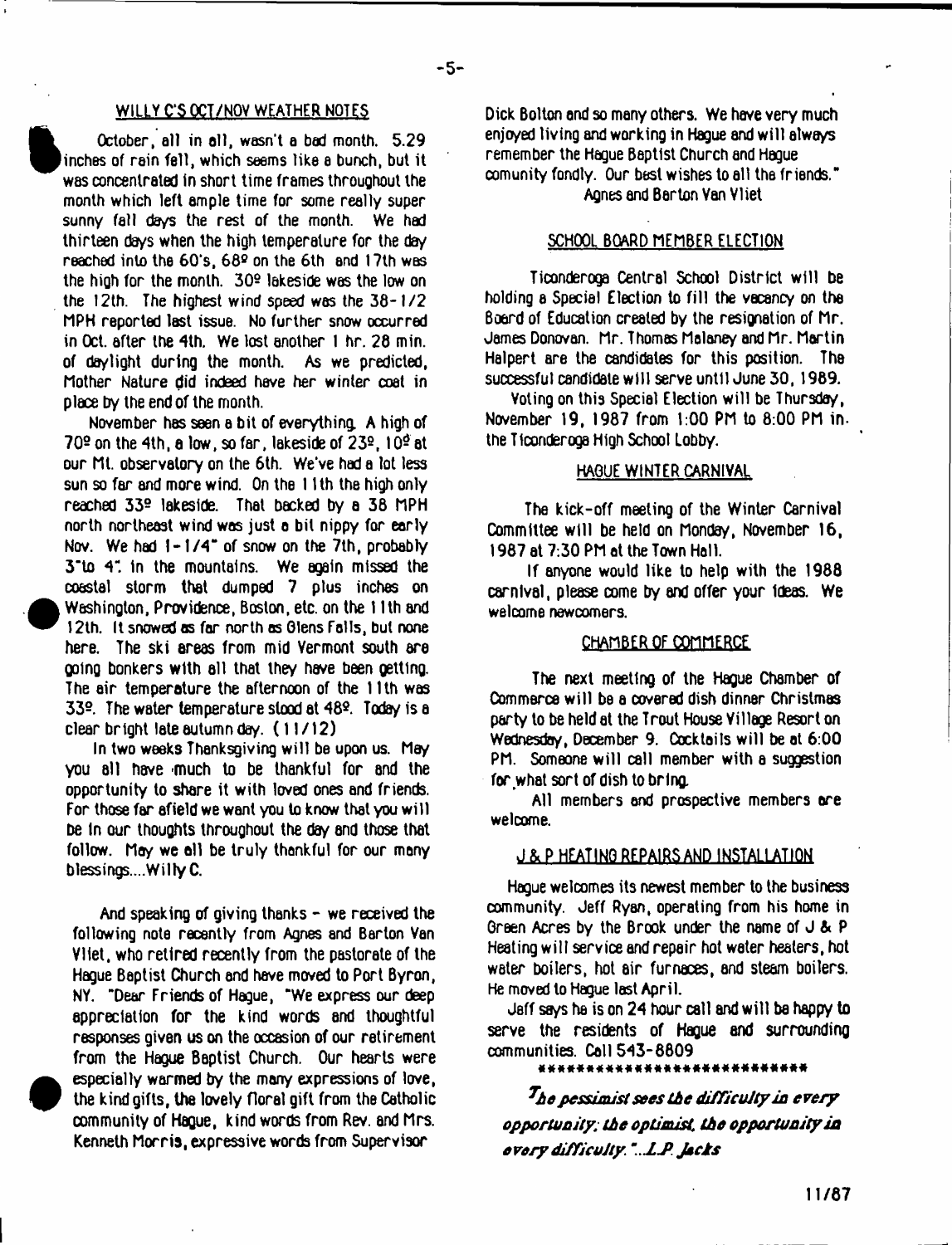## WILLY C'S OCT/NOV WEATHER NOTES

October, all in all, wasn't a bad month. 5.29 inches of rain fell, which seems like a bunch, but it was concentrated in short time frames throughout the month which left ample time for some really super sunny fall days the rest of the month. We had thirteen days when the high temperature for the day reached into the 60's, 68º on the 6th and 17th was the high for the month. 30º lakeside was the low on the 12th. The highest wind speed was the 38-1/2 MPH reported last issue. No further snow occurred in Oct. after the 4th. We lost another 1 hr. 28 min. of daylight during the month. As we predicted, Mother Nature did indeed have her winter coat in place by the end of the month.

November has seen a bit of everything. A high of 70º on the 4th, a low, so far, lakeside of 23º, 10º at our Mt. observatory on the 6th. We've had a lot less sun so far and more wind. On the 11th the high only reached 33º lakeside. That backed by a 38 MPH north northeast wind was just a bit nippy for early Nov. We had 1-1/4" of snow on the 7th, probably 3" to 4" in the mountains. We again missed the coastal storm that dumped 7 plus inches on Washington, Providence, Boston, etc. on the 11th and 12th. It snowed as far north as Glens Falls, but none here. The ski areas from mid Vermont south are going bonkers with all that they have been getting. The air temperature the afternoon of the 11th was 33º. The water temperature stood at 48º. Today is a clear bright late autumn day. (11/12)

In two weeks Thanksgiving will be upon us. May you all have much to be thankful for and the opportunity to share it with loved ones and friends. For those far afield we want you to know that you will be in our thoughts throughout the day and those that follow. May we all be truly thankful for our many blessings....Willy C.

And speaking of giving thanks - we received the following note recently from Agnes and Barton Van Vliet, who retired recently from the pastorate of the Hague Baptist Church and have moved to Port Byron, NY. "Dear Friends of Hague, "We express our deep appreciation for the kind words and thoughtful responses given us on the occasion of our retirement from the Hague Baptist Church. Our hearts were especially warmed by the many expressions of love, the kind gifts, the lovely floral gift from the Catholic community of Hague, kind words from Rev. and Mrs. Kenneth Morris, expressive words from Supervisor Dick Bolton and so many others. We have very much enjoyed living and working in Hague and will always remember the Hague Baptist Church and Hague comunity fondly. Our best wishes to all the friends."
Agnes and Barton Van Vliet

## SCHOOL BOARD MEMBER ELECTION

Ticonderoga Central School District will be holding a Special Election to fill the vacancy on the Board of Education created by the resignation of Mr. James Donovan. Mr. Thomas Maloney and Mr. Martin Halpert are the candidates for this position. The successful candidate will serve until June 30, 1989.

Voting on this Special Election will be Thursday, November 19, 1987 from 1:00 PM to 8:00 PM in the Ticonderoga High School Lobby.

## HAGUE WINTER CARNIVAL

The kick-off meeting of the Winter Carnival Committee will be held on Monday, November 16, 1987 at 7:30 PM at the Town Hall.

If anyone would like to help with the 1988 carnival, please come by and offer your ideas. We welcome newcomers.

## CHAMBER OF COMMERCE

The next meeting of the Hague Chamber of Commerce will be a covered dish dinner Christmas party to be held at the Trout House Village Resort on Wednesday, December 9. Cocktails will be at 6:00 PM. Someone will call member with a suggestion for what sort of dish to bring.

All members and prospective members are welcome.

## J & P HEATING REPAIRS AND INSTALLATION

Hague welcomes its newest member to the business community. Jeff Ryan, operating from his home in Green Acres by the Brook under the name of J & P Heating will service and repair hot water heaters, hot water boilers, hot air furnaces, and steam boilers. He moved to Hague last April.

Jeff says he is on 24 hour call and will be happy to serve the residents of Hague and surrounding communities. Call 543-8809

****************************

*The pessimist sees the difficulty in every opportunity; the optimist, the opportunity in every difficulty.*"...L.P. Jacks

11/87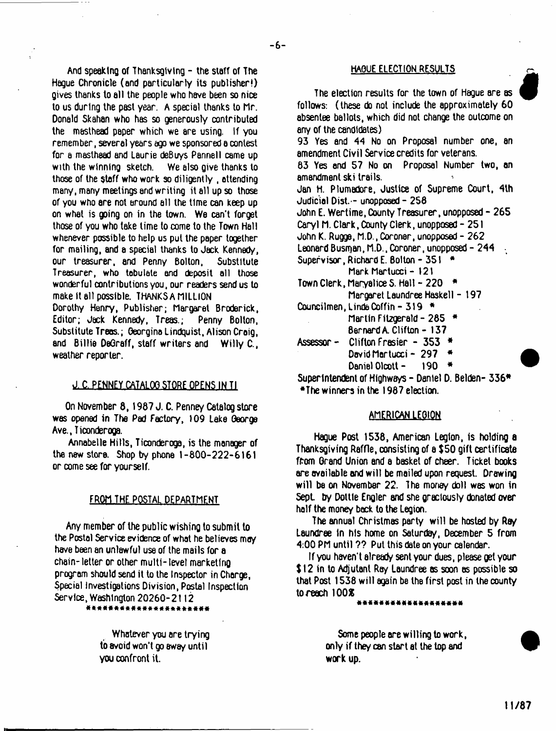And speaking of Thanksgiving - the staff of The Hague Chronicle (and particularly its publisher!) gives thanks to all the people who have been so nice to us during the past year. A special thanks to Mr. Donald Skahan who has so generously contributed the masthead paper which we are using. If you remember, several years ago we sponsored a contest for a masthead and Laurie deBuys Pannell came up with the winning sketch. We also give thanks to those of the staff who work so diligently, attending many, many meetings and writing it all up so those of you who are not around all the time can keep up on what is going on in the town. We can't forget those of you who take time to come to the Town Hall whenever possible to help us put the paper together for mailing, and a special thanks to Jack Kennedy, our treasurer, and Penny Bolton, Substitute Treasurer, who tabulate and deposit all those wonderful contributions you, our readers send us to make it all possible. THANKS A MILLION

Dorothy Henry, Publisher; Margaret Broderick, Editor; Jack Kennedy, Treas.; Penny Bolton, Substitute Treas.; Georgina Lindquist, Alison Craig, and Billie DeGraff, staff writers and Willy C., weather reporter.

## J. C. PENNEY CATALOG STORE OPENS IN TI

On November 8, 1987 J. C. Penney Catalog store was opened in The Pad Factory, 109 Lake George Ave., Ticonderoga.

Annabelle Hills, Ticonderoga, is the manager of the new store. Shop by phone 1-800-222-6161 or come see for yourself.

## FROM THE POSTAL DEPARTMENT

Any member of the public wishing to submit to the Postal Service evidence of what he believes may have been an unlawful use of the mails for a chain-letter or other multi-level marketing program should send it to the Inspector in Charge, Special Investigations Division, Postal Inspection Service, Washington 20260-2112

**********************

Whatever you are trying to avoid won't go away until you confront it.

## HAGUE ELECTION RESULTS

The election results for the town of Hague are as follows: (these do not include the approximately 60 absentee ballots, which did not change the outcome on any of the candidates)

93 Yes and 44 No on Proposal number one, an amendment Civil Service credits for veterans.

83 Yes and 57 No on Proposal Number two, an amendment ski trails.

Jan H. Plumadore, Justice of Supreme Court, 4th Judicial Dist. - unopposed - 258

John E. Wertime, County Treasurer, unopposed - 265

Caryl M. Clark, County Clerk, unopposed - 251

John K. Rugge, M.D., Coroner, unopposed - 262

Leonard Busman, M.D., Coroner, unopposed - 244

Supervisor, Richard E. Bolton - 351 *
Mark Martucci - 121

Town Clerk, Maryalice S. Hall - 220 *
Margaret Laundree Haskell - 197

Councilmen, Linda Coffin - 319 *
Martin Fitzgerald - 285 *
Bernard A. Clifton - 137

Assessor - Clifton Frasier - 353 *
David Martucci - 297 *
Daniel Olcott - 190 *

Superintendent of Highways - Daniel D. Belden- 336*

*The winners in the 1987 election.

## AMERICAN LEGION

Hague Post 1538, American Legion, is holding a Thanksgiving Raffle, consisting of a $50 gift certificate from Grand Union and a basket of cheer. Ticket books are available and will be mailed upon request. Drawing will be on November 22. The money doll was won in Sept. by Dottie Engler and she graciously donated over half the money back to the Legion.

The annual Christmas party will be hosted by Ray Laundree in his home on Saturday, December 5 from 4:00 PM until ?? Put this date on your calendar.

If you haven't already sent your dues, please get your $12 in to Adjutant Ray Laundree as soon as possible so that Post 1538 will again be the first post in the county to reach 100%

******************

Some people are willing to work, only if they can start at the top and work up.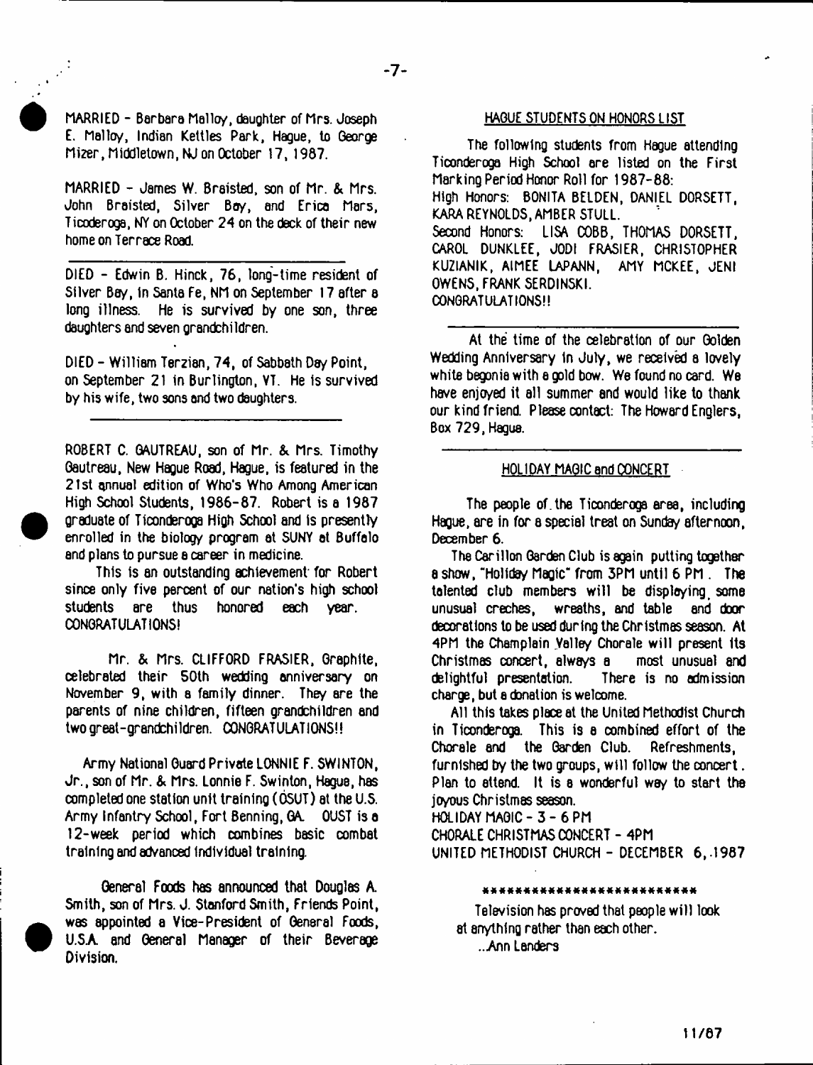MARRIED - Barbara Malloy, daughter of Mrs. Joseph E. Malloy, Indian Kettles Park, Hague, to George Mizer, Middletown, NJ on October 17, 1987.

MARRIED - James W. Braisted, son of Mr. & Mrs. John Braisted, Silver Bay, and Erica Mars, Ticoderoga, NY on October 24 on the deck of their new home on Terrace Road.

---

DIED - Edwin B. Hinck, 76, long-time resident of Silver Bay, in Santa Fe, NM on September 17 after a long illness. He is survived by one son, three daughters and seven grandchildren.

DIED - William Terzian, 74, of Sabbath Day Point, on September 21 in Burlington, VT. He is survived by his wife, two sons and two daughters.

---

ROBERT C. GAUTREAU, son of Mr. & Mrs. Timothy Gautreau, New Hague Road, Hague, is featured in the 21st annual edition of Who's Who Among American High School Students, 1986-87. Robert is a 1987 graduate of Ticonderoga High School and is presently enrolled in the biology program at SUNY at Buffalo and plans to pursue a career in medicine.

This is an outstanding achievement for Robert since only five percent of our nation's high school students are thus honored each year. CONGRATULATIONS!

Mr. & Mrs. CLIFFORD FRASIER, Graphite, celebrated their 50th wedding anniversary on November 9, with a family dinner. They are the parents of nine children, fifteen grandchildren and two great-grandchildren. CONGRATULATIONS!!

Army National Guard Private LONNIE F. SWINTON, Jr., son of Mr. & Mrs. Lonnie F. Swinton, Hague, has completed one station unit training (OSUT) at the U.S. Army Infantry School, Fort Benning, GA. OUST is a 12-week period which combines basic combat training and advanced individual training.

General Foods has announced that Douglas A. Smith, son of Mrs. J. Stanford Smith, Friends Point, was appointed a Vice-President of General Foods, U.S.A. and General Manager of their Beverage Division.

## HAGUE STUDENTS ON HONORS LIST

The following students from Hague attending Ticonderoga High School are listed on the First Marking Period Honor Roll for 1987-88:

High Honors: BONITA BELDEN, DANIEL DORSETT, KARA REYNOLDS, AMBER STULL.

Second Honors: LISA COBB, THOMAS DORSETT, CAROL DUNKLEE, JODI FRASIER, CHRISTOPHER KUZIANIK, AIMEE LAPANN, AMY MCKEE, JENI OWENS, FRANK SERDINSKI.

CONGRATULATIONS!!

---

At the time of the celebration of our Golden Wedding Anniversary in July, we received a lovely white begonia with a gold bow. We found no card. We have enjoyed it all summer and would like to thank our kind friend. Please contact: The Howard Englers, Box 729, Hague.

---

## HOLIDAY MAGIC and CONCERT

The people of the Ticonderoga area, including Hague, are in for a special treat on Sunday afternoon, December 6.

The Carillon Garden Club is again putting together a show, "Holiday Magic" from 3PM until 6 PM. The talented club members will be displaying some unusual creches, wreaths, and table and door decorations to be used during the Christmas season. At 4PM the Champlain Valley Chorale will present its Christmas concert, always a most unusual and delightful presentation. There is no admission charge, but a donation is welcome.

All this takes place at the United Methodist Church in Ticonderoga. This is a combined effort of the Chorale and the Garden Club. Refreshments, furnished by the two groups, will follow the concert. Plan to attend. It is a wonderful way to start the joyous Christmas season.

HOLIDAY MAGIC - 3 - 6 PM
CHORALE CHRISTMAS CONCERT - 4PM
UNITED METHODIST CHURCH - DECEMBER 6, 1987

**************************

Television has proved that people will look at anything rather than each other.
...Ann Landers

11/87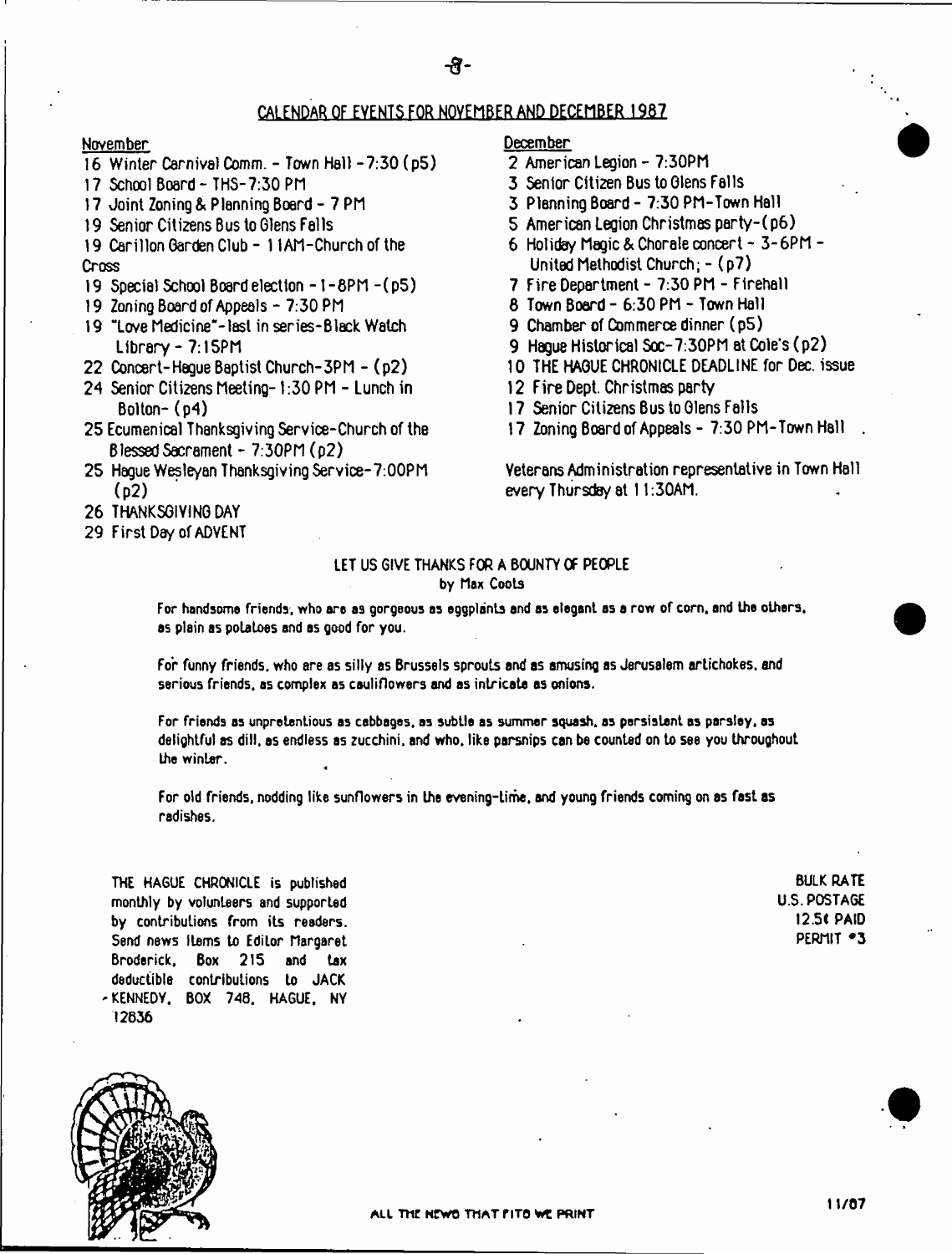## CALENDAR OF EVENTS FOR NOVEMBER AND DECEMBER 1987

**November**

- 16 Winter Carnival Comm. - Town Hall - 7:30 (p5)
- 17 School Board - THS - 7:30 PM
- 17 Joint Zoning & Planning Board - 7 PM
- 19 Senior Citizens Bus to Glens Falls
- 19 Carillon Garden Club - 11AM - Church of the Cross
- 19 Special School Board election - 1-8PM - (p5)
- 19 Zoning Board of Appeals - 7:30 PM
- 19 "Love Medicine" - last in series - Black Watch Library - 7:15PM
- 22 Concert - Hague Baptist Church - 3PM - (p2)
- 24 Senior Citizens Meeting - 1:30 PM - Lunch in Bolton - (p4)
- 25 Ecumenical Thanksgiving Service - Church of the Blessed Sacrament - 7:30PM (p2)
- 25 Hague Wesleyan Thanksgiving Service - 7:00PM (p2)
- 26 THANKSGIVING DAY
- 29 First Day of ADVENT

**December**

- 2 American Legion - 7:30PM
- 3 Senior Citizen Bus to Glens Falls
- 3 Planning Board - 7:30 PM - Town Hall
- 5 American Legion Christmas party - (p6)
- 6 Holiday Magic & Chorale concert - 3-6PM - United Methodist Church; - (p7)
- 7 Fire Department - 7:30 PM - Firehall
- 8 Town Board - 6:30 PM - Town Hall
- 9 Chamber of Commerce dinner (p5)
- 9 Hague Historical Soc - 7:30PM at Cole's (p2)
- 10 THE HAGUE CHRONICLE DEADLINE for Dec. issue
- 12 Fire Dept. Christmas party
- 17 Senior Citizens Bus to Glens Falls
- 17 Zoning Board of Appeals - 7:30 PM - Town Hall

Veterans Administration representative in Town Hall every Thursday at 11:30AM.

### LET US GIVE THANKS FOR A BOUNTY OF PEOPLE
by Max Coots

For handsome friends, who are as gorgeous as eggplants and as elegant as a row of corn, and the others, as plain as potatoes and as good for you.

For funny friends, who are as silly as Brussels sprouts and as amusing as Jerusalem artichokes, and serious friends, as complex as cauliflowers and as intricate as onions.

For friends as unpretentious as cabbages, as subtle as summer squash, as persistent as parsley, as delightful as dill, as endless as zucchini, and who, like parsnips can be counted on to see you throughout the winter.

For old friends, nodding like sunflowers in the evening-time, and young friends coming on as fast as radishes.

THE HAGUE CHRONICLE is published monthly by volunteers and supported by contributions from its readers. Send news items to Editor Margaret Broderick, Box 215 and tax deductible contributions to JACK KENNEDY, BOX 748, HAGUE, NY 12836

BULK RATE
U.S. POSTAGE
12.5¢ PAID
PERMIT #3

ALL THE NEWS THAT FITS WE PRINT

11/87